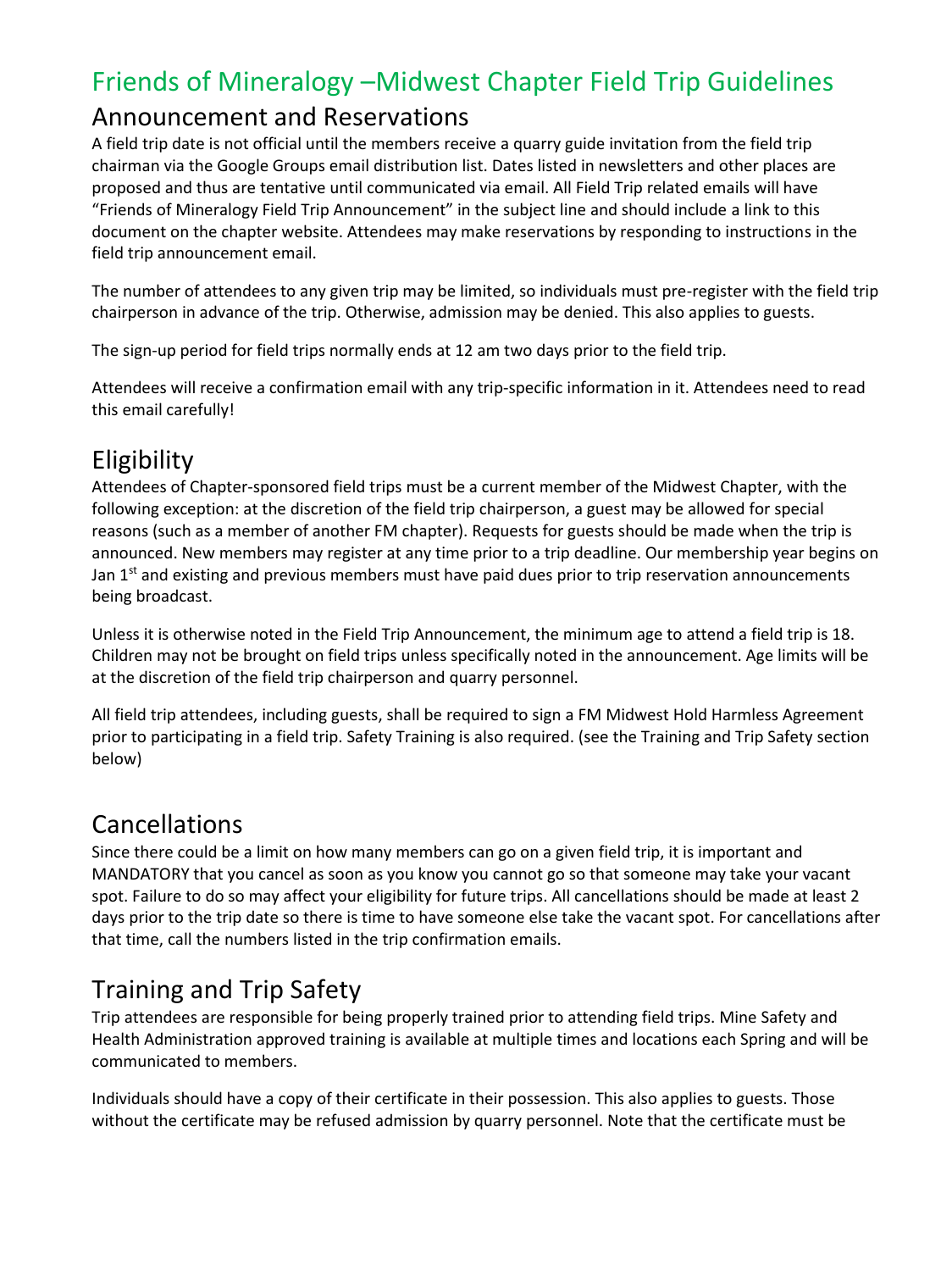# Friends of Mineralogy –Midwest Chapter Field Trip Guidelines

## Announcement and Reservations

A field trip date is not official until the members receive a quarry guide invitation from the field trip chairman via the Google Groups email distribution list. Dates listed in newsletters and other places are proposed and thus are tentative until communicated via email. All Field Trip related emails will have "Friends of Mineralogy Field Trip Announcement" in the subject line and should include a link to this document on the chapter website. Attendees may make reservations by responding to instructions in the field trip announcement email.

The number of attendees to any given trip may be limited, so individuals must pre-register with the field trip chairperson in advance of the trip. Otherwise, admission may be denied. This also applies to guests.

The sign-up period for field trips normally ends at 12 am two days prior to the field trip.

Attendees will receive a confirmation email with any trip-specific information in it. Attendees need to read this email carefully!

## Eligibility

Attendees of Chapter-sponsored field trips must be a current member of the Midwest Chapter, with the following exception: at the discretion of the field trip chairperson, a guest may be allowed for special reasons (such as a member of another FM chapter). Requests for guests should be made when the trip is announced. New members may register at any time prior to a trip deadline. Our membership year begins on Jan 1st and existing and previous members must have paid dues prior to trip reservation announcements being broadcast.

Unless it is otherwise noted in the Field Trip Announcement, the minimum age to attend a field trip is 18. Children may not be brought on field trips unless specifically noted in the announcement. Age limits will be at the discretion of the field trip chairperson and quarry personnel.

All field trip attendees, including guests, shall be required to sign a FM Midwest Hold Harmless Agreement prior to participating in a field trip. Safety Training is also required. (see the Training and Trip Safety section below)

## Cancellations

Since there could be a limit on how many members can go on a given field trip, it is important and MANDATORY that you cancel as soon as you know you cannot go so that someone may take your vacant spot. Failure to do so may affect your eligibility for future trips. All cancellations should be made at least 2 days prior to the trip date so there is time to have someone else take the vacant spot. For cancellations after that time, call the numbers listed in the trip confirmation emails.

## Training and Trip Safety

Trip attendees are responsible for being properly trained prior to attending field trips. Mine Safety and Health Administration approved training is available at multiple times and locations each Spring and will be communicated to members.

Individuals should have a copy of their certificate in their possession. This also applies to guests. Those without the certificate may be refused admission by quarry personnel. Note that the certificate must be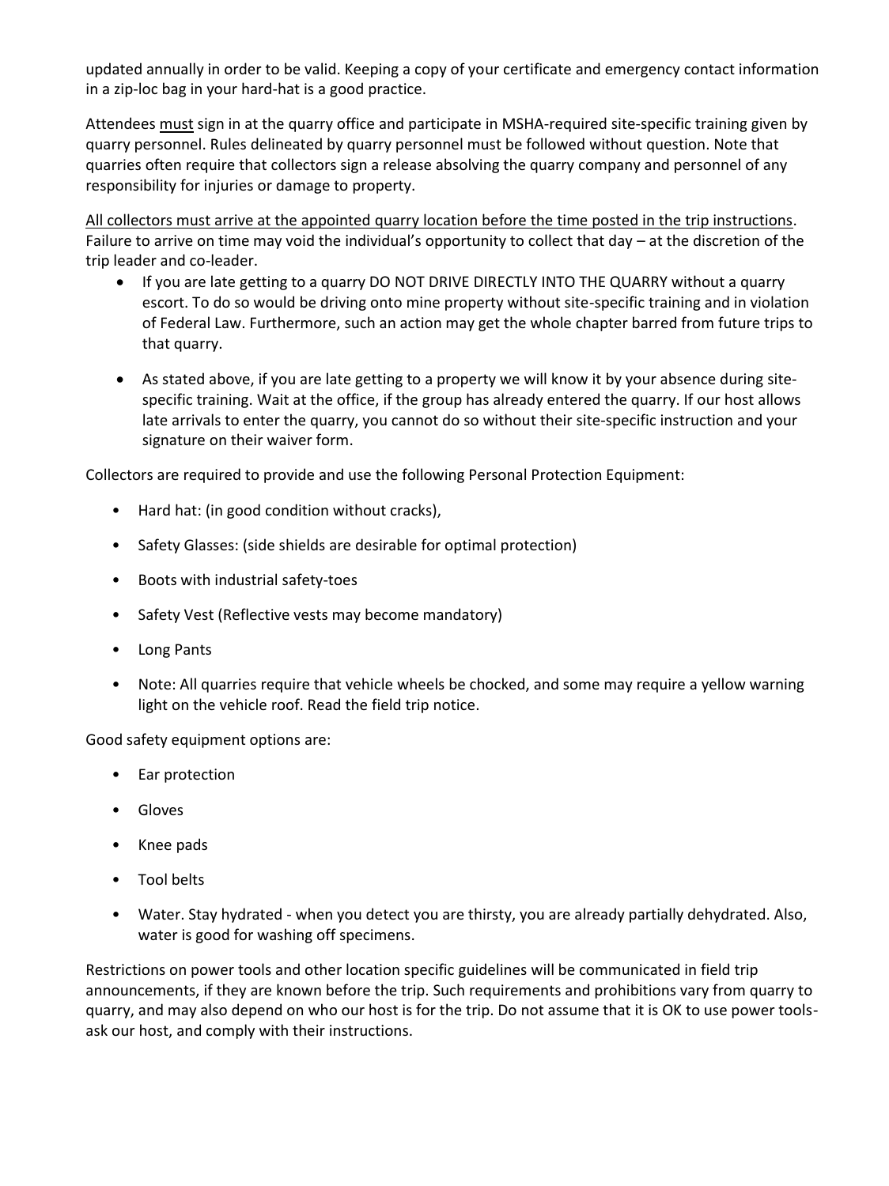updated annually in order to be valid. Keeping a copy of your certificate and emergency contact information in a zip-loc bag in your hard-hat is a good practice.

Attendees <u>must</u> sign in at the quarry office and participate in MSHA-required site-specific training given by quarry personnel. Rules delineated by quarry personnel must be followed without question. Note that quarries often require that collectors sign a release absolving the quarry company and personnel of any responsibility for injuries or damage to property.

<u>All collectors must arrive at the appointed quarry location before the time posted in the trip instructions</u>. Failure to arrive on time may void the individual's opportunity to collect that day – at the discretion of the trip leader and co-leader.

- If you are late getting to a quarry DO NOT DRIVE DIRECTLY INTO THE QUARRY without a quarry escort. To do so would be driving onto mine property without site-specific training and in violation of Federal Law. Furthermore, such an action may get the whole chapter barred from future trips to that quarry.
- As stated above, if you are late getting to a property we will know it by your absence during site-specific training. Wait at the office, if the group has already entered the quarry. If our host allows late arrivals to enter the quarry, you cannot do so without their site-specific instruction and your signature on their waiver form.

Collectors are required to provide and use the following Personal Protection Equipment:

- Hard hat: (in good condition without cracks),
- Safety Glasses: (side shields are desirable for optimal protection)
- Boots with industrial safety-toes
- Safety Vest (Reflective vests may become mandatory)
- Long Pants
- Note: All quarries require that vehicle wheels be chocked, and some may require a yellow warning light on the vehicle roof. Read the field trip notice.

Good safety equipment options are:

- Ear protection
- Gloves
- Knee pads
- Tool belts
- Water. Stay hydrated - when you detect you are thirsty, you are already partially dehydrated. Also, water is good for washing off specimens.

Restrictions on power tools and other location specific guidelines will be communicated in field trip announcements, if they are known before the trip. Such requirements and prohibitions vary from quarry to quarry, and may also depend on who our host is for the trip. Do not assume that it is OK to use power tools- ask our host, and comply with their instructions.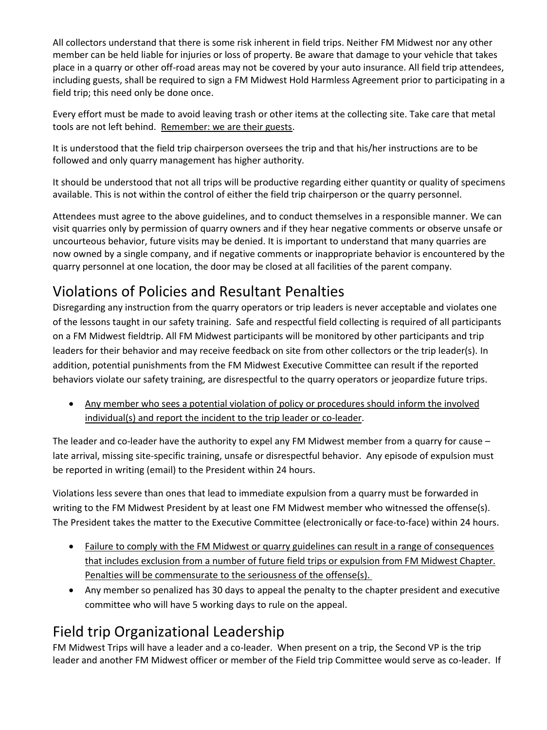All collectors understand that there is some risk inherent in field trips. Neither FM Midwest nor any other member can be held liable for injuries or loss of property. Be aware that damage to your vehicle that takes place in a quarry or other off-road areas may not be covered by your auto insurance. All field trip attendees, including guests, shall be required to sign a FM Midwest Hold Harmless Agreement prior to participating in a field trip; this need only be done once.

Every effort must be made to avoid leaving trash or other items at the collecting site. Take care that metal tools are not left behind. Remember: we are their guests.

It is understood that the field trip chairperson oversees the trip and that his/her instructions are to be followed and only quarry management has higher authority.

It should be understood that not all trips will be productive regarding either quantity or quality of specimens available. This is not within the control of either the field trip chairperson or the quarry personnel.

Attendees must agree to the above guidelines, and to conduct themselves in a responsible manner. We can visit quarries only by permission of quarry owners and if they hear negative comments or observe unsafe or uncourteous behavior, future visits may be denied. It is important to understand that many quarries are now owned by a single company, and if negative comments or inappropriate behavior is encountered by the quarry personnel at one location, the door may be closed at all facilities of the parent company.

## Violations of Policies and Resultant Penalties

Disregarding any instruction from the quarry operators or trip leaders is never acceptable and violates one of the lessons taught in our safety training. Safe and respectful field collecting is required of all participants on a FM Midwest fieldtrip. All FM Midwest participants will be monitored by other participants and trip leaders for their behavior and may receive feedback on site from other collectors or the trip leader(s). In addition, potential punishments from the FM Midwest Executive Committee can result if the reported behaviors violate our safety training, are disrespectful to the quarry operators or jeopardize future trips.

- Any member who sees a potential violation of policy or procedures should inform the involved individual(s) and report the incident to the trip leader or co-leader.

The leader and co-leader have the authority to expel any FM Midwest member from a quarry for cause – late arrival, missing site-specific training, unsafe or disrespectful behavior. Any episode of expulsion must be reported in writing (email) to the President within 24 hours.

Violations less severe than ones that lead to immediate expulsion from a quarry must be forwarded in writing to the FM Midwest President by at least one FM Midwest member who witnessed the offense(s). The President takes the matter to the Executive Committee (electronically or face-to-face) within 24 hours.

- Failure to comply with the FM Midwest or quarry guidelines can result in a range of consequences that includes exclusion from a number of future field trips or expulsion from FM Midwest Chapter. Penalties will be commensurate to the seriousness of the offense(s).
- Any member so penalized has 30 days to appeal the penalty to the chapter president and executive committee who will have 5 working days to rule on the appeal.

## Field trip Organizational Leadership

FM Midwest Trips will have a leader and a co-leader. When present on a trip, the Second VP is the trip leader and another FM Midwest officer or member of the Field trip Committee would serve as co-leader. If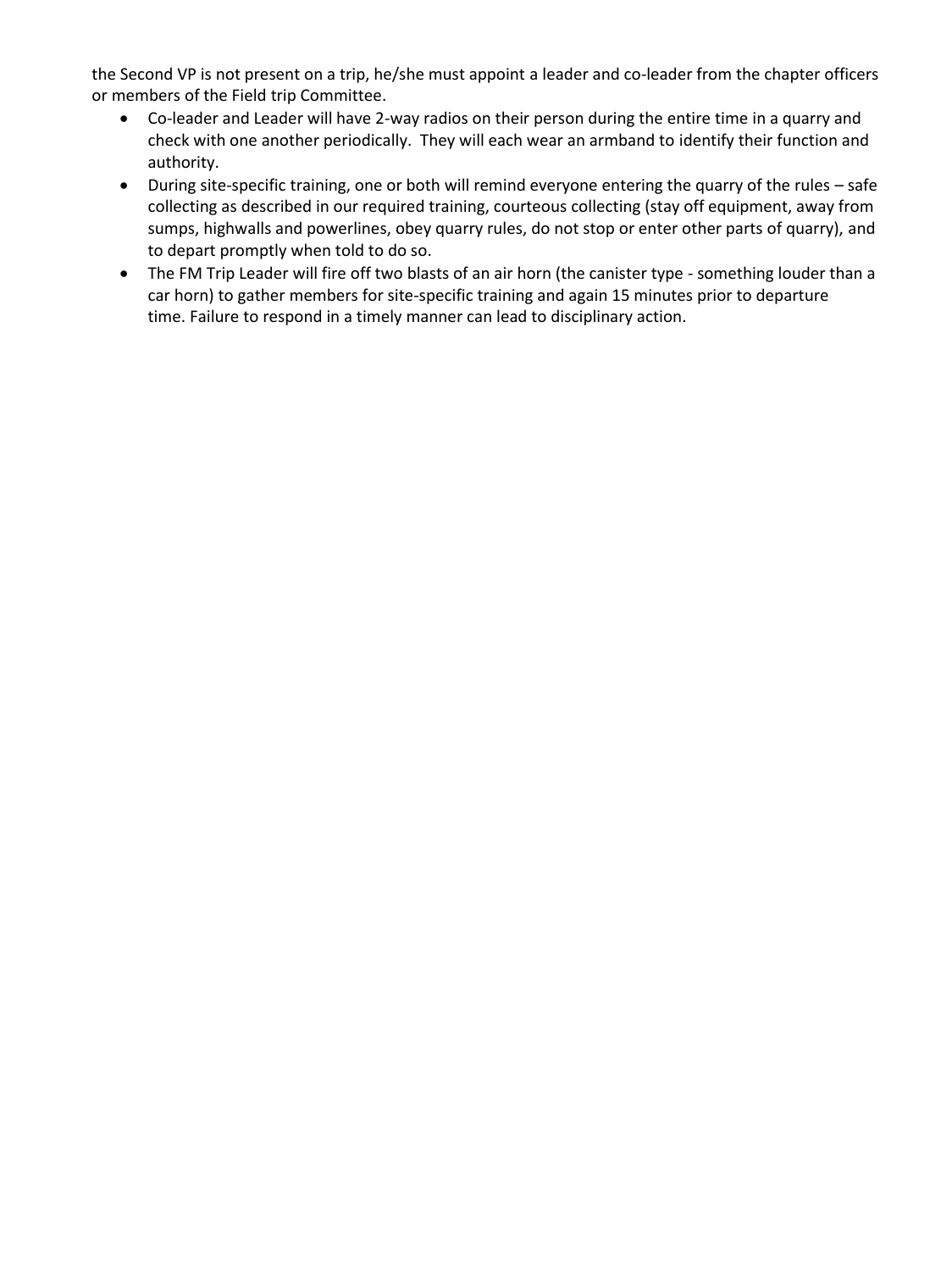the Second VP is not present on a trip, he/she must appoint a leader and co-leader from the chapter officers or members of the Field trip Committee.

- Co-leader and Leader will have 2-way radios on their person during the entire time in a quarry and check with one another periodically. They will each wear an armband to identify their function and authority.
- During site-specific training, one or both will remind everyone entering the quarry of the rules – safe collecting as described in our required training, courteous collecting (stay off equipment, away from sumps, highwalls and powerlines, obey quarry rules, do not stop or enter other parts of quarry), and to depart promptly when told to do so.
- The FM Trip Leader will fire off two blasts of an air horn (the canister type - something louder than a car horn) to gather members for site-specific training and again 15 minutes prior to departure time. Failure to respond in a timely manner can lead to disciplinary action.